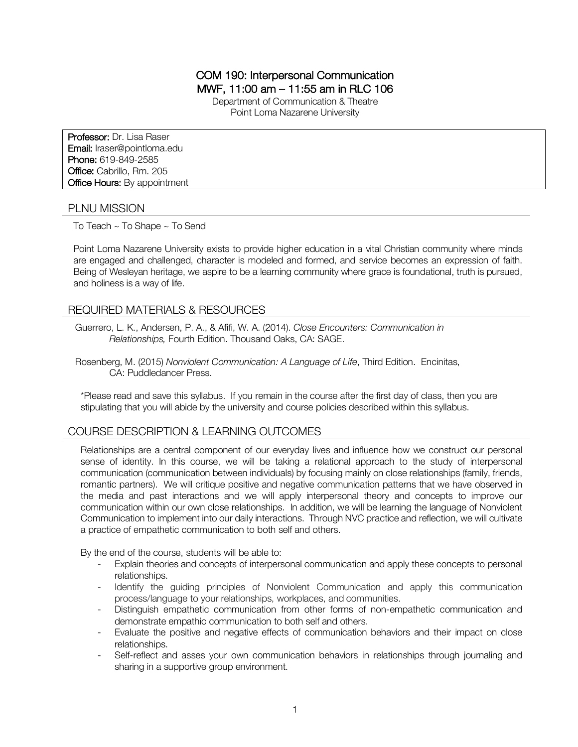# COM 190: Interpersonal Communication
## MWF, 11:00 am – 11:55 am in RLC 106

Department of Communication & Theatre
Point Loma Nazarene University

**Professor:** Dr. Lisa Raser
**Email:** lraser@pointloma.edu
**Phone:** 619-849-2585
**Office:** Cabrillo, Rm. 205
**Office Hours:** By appointment

## PLNU MISSION

To Teach ~ To Shape ~ To Send

Point Loma Nazarene University exists to provide higher education in a vital Christian community where minds are engaged and challenged, character is modeled and formed, and service becomes an expression of faith. Being of Wesleyan heritage, we aspire to be a learning community where grace is foundational, truth is pursued, and holiness is a way of life.

## REQUIRED MATERIALS & RESOURCES

Guerrero, L. K., Andersen, P. A., & Afifi, W. A. (2014). *Close Encounters: Communication in Relationships,* Fourth Edition. Thousand Oaks, CA: SAGE.

Rosenberg, M. (2015) *Nonviolent Communication: A Language of Life*, Third Edition. Encinitas, CA: Puddledancer Press.

*Please read and save this syllabus. If you remain in the course after the first day of class, then you are stipulating that you will abide by the university and course policies described within this syllabus.

## COURSE DESCRIPTION & LEARNING OUTCOMES

Relationships are a central component of our everyday lives and influence how we construct our personal sense of identity. In this course, we will be taking a relational approach to the study of interpersonal communication (communication between individuals) by focusing mainly on close relationships (family, friends, romantic partners). We will critique positive and negative communication patterns that we have observed in the media and past interactions and we will apply interpersonal theory and concepts to improve our communication within our own close relationships. In addition, we will be learning the language of Nonviolent Communication to implement into our daily interactions. Through NVC practice and reflection, we will cultivate a practice of empathetic communication to both self and others.

By the end of the course, students will be able to:

- Explain theories and concepts of interpersonal communication and apply these concepts to personal relationships.
- Identify the guiding principles of Nonviolent Communication and apply this communication process/language to your relationships, workplaces, and communities.
- Distinguish empathetic communication from other forms of non-empathetic communication and demonstrate empathic communication to both self and others.
- Evaluate the positive and negative effects of communication behaviors and their impact on close relationships.
- Self-reflect and asses your own communication behaviors in relationships through journaling and sharing in a supportive group environment.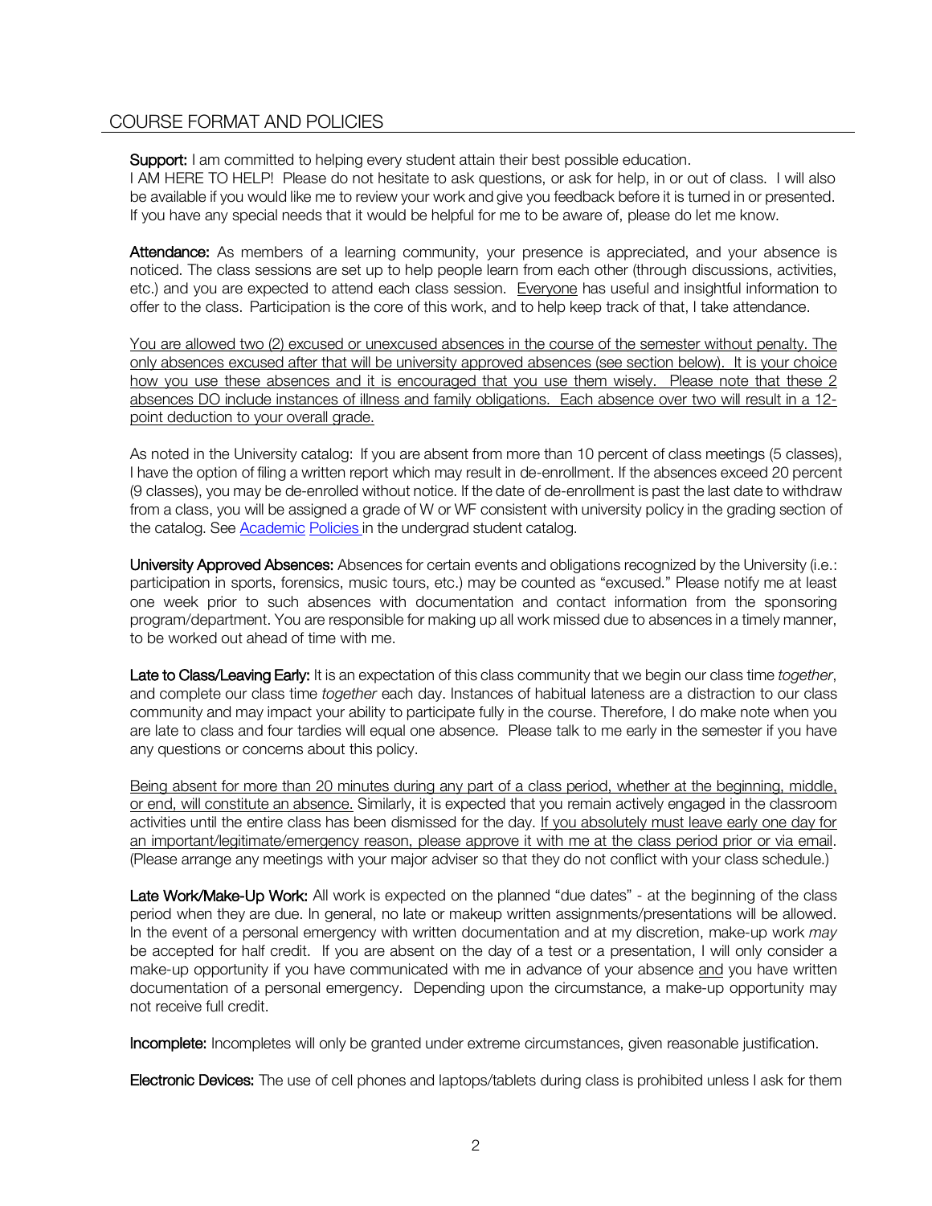## COURSE FORMAT AND POLICIES

**Support:** I am committed to helping every student attain their best possible education.
I AM HERE TO HELP! Please do not hesitate to ask questions, or ask for help, in or out of class. I will also be available if you would like me to review your work and give you feedback before it is turned in or presented. If you have any special needs that it would be helpful for me to be aware of, please do let me know.

**Attendance:** As members of a learning community, your presence is appreciated, and your absence is noticed. The class sessions are set up to help people learn from each other (through discussions, activities, etc.) and you are expected to attend each class session. Everyone has useful and insightful information to offer to the class. Participation is the core of this work, and to help keep track of that, I take attendance.

You are allowed two (2) excused or unexcused absences in the course of the semester without penalty. The only absences excused after that will be university approved absences (see section below). It is your choice how you use these absences and it is encouraged that you use them wisely. Please note that these 2 absences DO include instances of illness and family obligations. Each absence over two will result in a 12-point deduction to your overall grade.

As noted in the University catalog: If you are absent from more than 10 percent of class meetings (5 classes), I have the option of filing a written report which may result in de-enrollment. If the absences exceed 20 percent (9 classes), you may be de-enrolled without notice. If the date of de-enrollment is past the last date to withdraw from a class, you will be assigned a grade of W or WF consistent with university policy in the grading section of the catalog. See Academic Policies in the undergrad student catalog.

**University Approved Absences:** Absences for certain events and obligations recognized by the University (i.e.: participation in sports, forensics, music tours, etc.) may be counted as "excused." Please notify me at least one week prior to such absences with documentation and contact information from the sponsoring program/department. You are responsible for making up all work missed due to absences in a timely manner, to be worked out ahead of time with me.

**Late to Class/Leaving Early:** It is an expectation of this class community that we begin our class time *together*, and complete our class time *together* each day. Instances of habitual lateness are a distraction to our class community and may impact your ability to participate fully in the course. Therefore, I do make note when you are late to class and four tardies will equal one absence. Please talk to me early in the semester if you have any questions or concerns about this policy.

Being absent for more than 20 minutes during any part of a class period, whether at the beginning, middle, or end, will constitute an absence. Similarly, it is expected that you remain actively engaged in the classroom activities until the entire class has been dismissed for the day. If you absolutely must leave early one day for an important/legitimate/emergency reason, please approve it with me at the class period prior or via email. (Please arrange any meetings with your major adviser so that they do not conflict with your class schedule.)

**Late Work/Make-Up Work:** All work is expected on the planned "due dates" - at the beginning of the class period when they are due. In general, no late or makeup written assignments/presentations will be allowed. In the event of a personal emergency with written documentation and at my discretion, make-up work *may* be accepted for half credit. If you are absent on the day of a test or a presentation, I will only consider a make-up opportunity if you have communicated with me in advance of your absence and you have written documentation of a personal emergency. Depending upon the circumstance, a make-up opportunity may not receive full credit.

**Incomplete:** Incompletes will only be granted under extreme circumstances, given reasonable justification.

**Electronic Devices:** The use of cell phones and laptops/tablets during class is prohibited unless I ask for them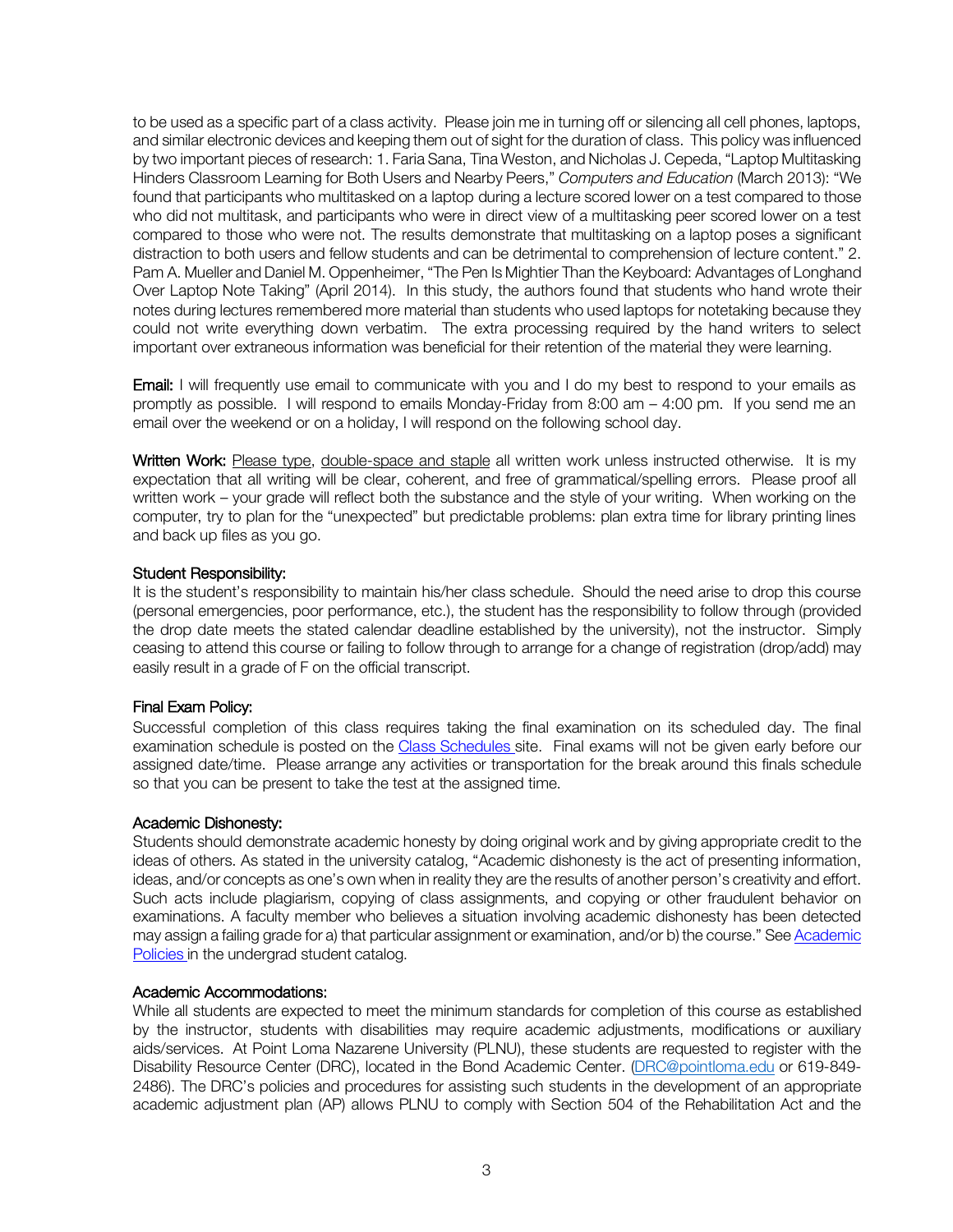to be used as a specific part of a class activity. Please join me in turning off or silencing all cell phones, laptops, and similar electronic devices and keeping them out of sight for the duration of class. This policy was influenced by two important pieces of research: 1. Faria Sana, Tina Weston, and Nicholas J. Cepeda, "Laptop Multitasking Hinders Classroom Learning for Both Users and Nearby Peers," *Computers and Education* (March 2013): "We found that participants who multitasked on a laptop during a lecture scored lower on a test compared to those who did not multitask, and participants who were in direct view of a multitasking peer scored lower on a test compared to those who were not. The results demonstrate that multitasking on a laptop poses a significant distraction to both users and fellow students and can be detrimental to comprehension of lecture content." 2. Pam A. Mueller and Daniel M. Oppenheimer, "The Pen Is Mightier Than the Keyboard: Advantages of Longhand Over Laptop Note Taking" (April 2014). In this study, the authors found that students who hand wrote their notes during lectures remembered more material than students who used laptops for notetaking because they could not write everything down verbatim. The extra processing required by the hand writers to select important over extraneous information was beneficial for their retention of the material they were learning.

**Email:** I will frequently use email to communicate with you and I do my best to respond to your emails as promptly as possible. I will respond to emails Monday-Friday from 8:00 am – 4:00 pm. If you send me an email over the weekend or on a holiday, I will respond on the following school day.

**Written Work:** Please type, double-space and staple all written work unless instructed otherwise. It is my expectation that all writing will be clear, coherent, and free of grammatical/spelling errors. Please proof all written work – your grade will reflect both the substance and the style of your writing. When working on the computer, try to plan for the "unexpected" but predictable problems: plan extra time for library printing lines and back up files as you go.

### Student Responsibility:

It is the student's responsibility to maintain his/her class schedule. Should the need arise to drop this course (personal emergencies, poor performance, etc.), the student has the responsibility to follow through (provided the drop date meets the stated calendar deadline established by the university), not the instructor. Simply ceasing to attend this course or failing to follow through to arrange for a change of registration (drop/add) may easily result in a grade of F on the official transcript.

### Final Exam Policy:

Successful completion of this class requires taking the final examination on its scheduled day. The final examination schedule is posted on the Class Schedules site. Final exams will not be given early before our assigned date/time. Please arrange any activities or transportation for the break around this finals schedule so that you can be present to take the test at the assigned time.

### Academic Dishonesty:

Students should demonstrate academic honesty by doing original work and by giving appropriate credit to the ideas of others. As stated in the university catalog, "Academic dishonesty is the act of presenting information, ideas, and/or concepts as one's own when in reality they are the results of another person's creativity and effort. Such acts include plagiarism, copying of class assignments, and copying or other fraudulent behavior on examinations. A faculty member who believes a situation involving academic dishonesty has been detected may assign a failing grade for a) that particular assignment or examination, and/or b) the course." See Academic Policies in the undergrad student catalog.

### Academic Accommodations:

While all students are expected to meet the minimum standards for completion of this course as established by the instructor, students with disabilities may require academic adjustments, modifications or auxiliary aids/services. At Point Loma Nazarene University (PLNU), these students are requested to register with the Disability Resource Center (DRC), located in the Bond Academic Center. (DRC@pointloma.edu or 619-849-2486). The DRC's policies and procedures for assisting such students in the development of an appropriate academic adjustment plan (AP) allows PLNU to comply with Section 504 of the Rehabilitation Act and the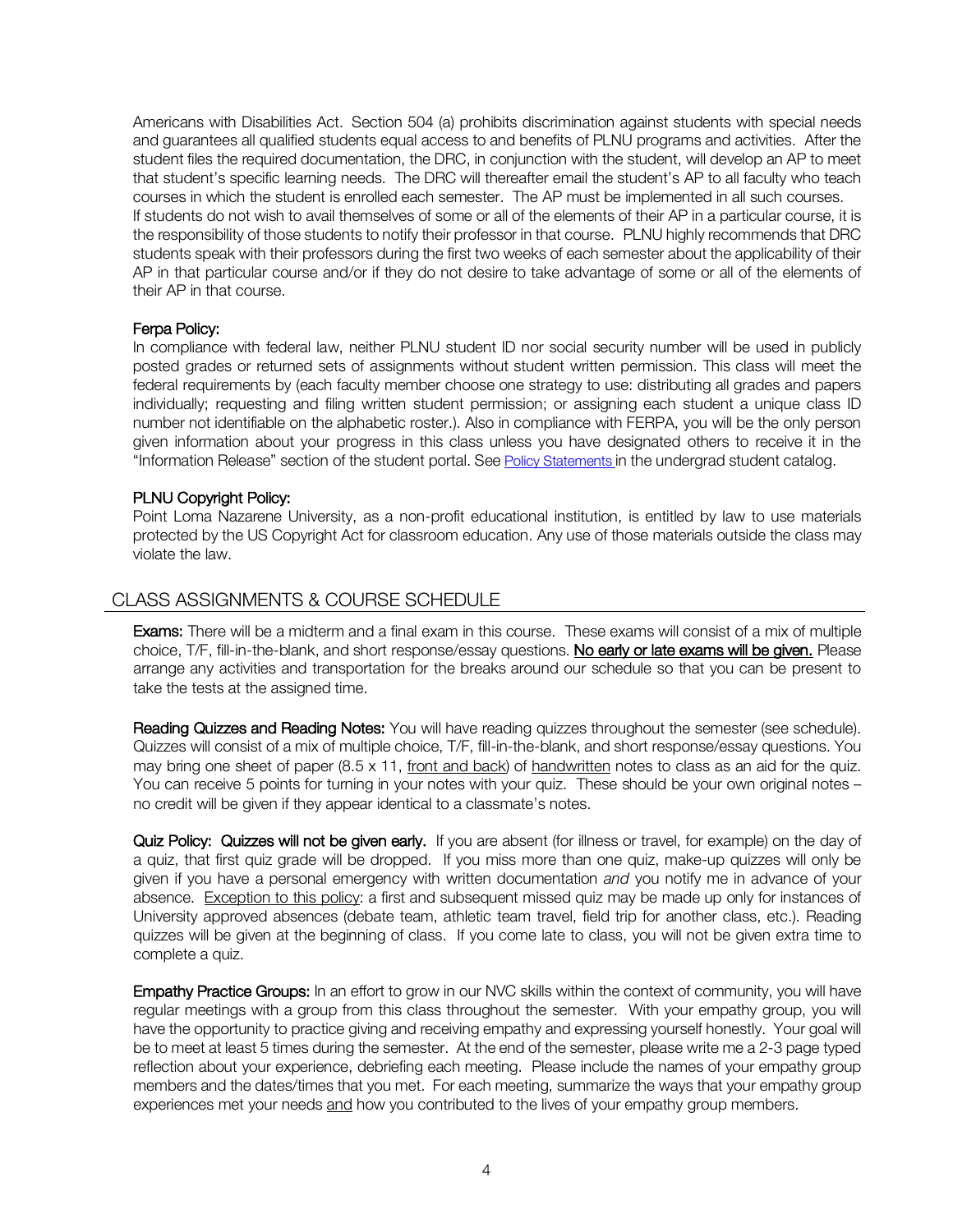Americans with Disabilities Act. Section 504 (a) prohibits discrimination against students with special needs and guarantees all qualified students equal access to and benefits of PLNU programs and activities. After the student files the required documentation, the DRC, in conjunction with the student, will develop an AP to meet that student's specific learning needs. The DRC will thereafter email the student's AP to all faculty who teach courses in which the student is enrolled each semester. The AP must be implemented in all such courses. If students do not wish to avail themselves of some or all of the elements of their AP in a particular course, it is the responsibility of those students to notify their professor in that course. PLNU highly recommends that DRC students speak with their professors during the first two weeks of each semester about the applicability of their AP in that particular course and/or if they do not desire to take advantage of some or all of the elements of their AP in that course.

### Ferpa Policy:

In compliance with federal law, neither PLNU student ID nor social security number will be used in publicly posted grades or returned sets of assignments without student written permission. This class will meet the federal requirements by (each faculty member choose one strategy to use: distributing all grades and papers individually; requesting and filing written student permission; or assigning each student a unique class ID number not identifiable on the alphabetic roster.). Also in compliance with FERPA, you will be the only person given information about your progress in this class unless you have designated others to receive it in the "Information Release" section of the student portal. See Policy Statements in the undergrad student catalog.

### PLNU Copyright Policy:

Point Loma Nazarene University, as a non-profit educational institution, is entitled by law to use materials protected by the US Copyright Act for classroom education. Any use of those materials outside the class may violate the law.

## CLASS ASSIGNMENTS & COURSE SCHEDULE

**Exams:** There will be a midterm and a final exam in this course. These exams will consist of a mix of multiple choice, T/F, fill-in-the-blank, and short response/essay questions. **No early or late exams will be given.** Please arrange any activities and transportation for the breaks around our schedule so that you can be present to take the tests at the assigned time.

**Reading Quizzes and Reading Notes:** You will have reading quizzes throughout the semester (see schedule). Quizzes will consist of a mix of multiple choice, T/F, fill-in-the-blank, and short response/essay questions. You may bring one sheet of paper (8.5 x 11, front and back) of handwritten notes to class as an aid for the quiz. You can receive 5 points for turning in your notes with your quiz. These should be your own original notes – no credit will be given if they appear identical to a classmate's notes.

**Quiz Policy: Quizzes will not be given early.** If you are absent (for illness or travel, for example) on the day of a quiz, that first quiz grade will be dropped. If you miss more than one quiz, make-up quizzes will only be given if you have a personal emergency with written documentation *and* you notify me in advance of your absence. Exception to this policy: a first and subsequent missed quiz may be made up only for instances of University approved absences (debate team, athletic team travel, field trip for another class, etc.). Reading quizzes will be given at the beginning of class. If you come late to class, you will not be given extra time to complete a quiz.

**Empathy Practice Groups:** In an effort to grow in our NVC skills within the context of community, you will have regular meetings with a group from this class throughout the semester. With your empathy group, you will have the opportunity to practice giving and receiving empathy and expressing yourself honestly. Your goal will be to meet at least 5 times during the semester. At the end of the semester, please write me a 2-3 page typed reflection about your experience, debriefing each meeting. Please include the names of your empathy group members and the dates/times that you met. For each meeting, summarize the ways that your empathy group experiences met your needs and how you contributed to the lives of your empathy group members.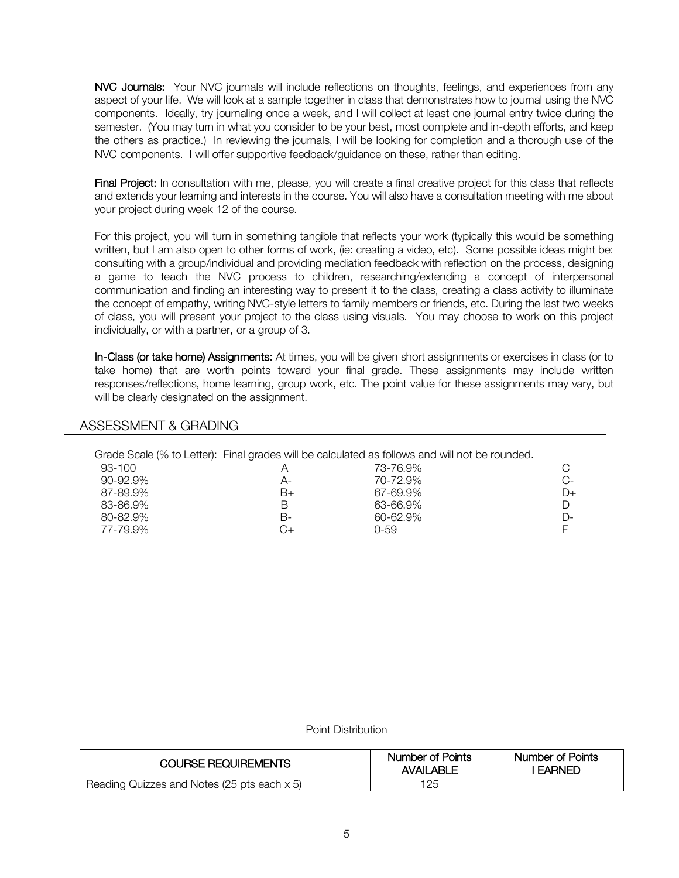**NVC Journals:** Your NVC journals will include reflections on thoughts, feelings, and experiences from any aspect of your life. We will look at a sample together in class that demonstrates how to journal using the NVC components. Ideally, try journaling once a week, and I will collect at least one journal entry twice during the semester. (You may turn in what you consider to be your best, most complete and in-depth efforts, and keep the others as practice.) In reviewing the journals, I will be looking for completion and a thorough use of the NVC components. I will offer supportive feedback/guidance on these, rather than editing.

**Final Project:** In consultation with me, please, you will create a final creative project for this class that reflects and extends your learning and interests in the course. You will also have a consultation meeting with me about your project during week 12 of the course.

For this project, you will turn in something tangible that reflects your work (typically this would be something written, but I am also open to other forms of work, (ie: creating a video, etc). Some possible ideas might be: consulting with a group/individual and providing mediation feedback with reflection on the process, designing a game to teach the NVC process to children, researching/extending a concept of interpersonal communication and finding an interesting way to present it to the class, creating a class activity to illuminate the concept of empathy, writing NVC-style letters to family members or friends, etc. During the last two weeks of class, you will present your project to the class using visuals. You may choose to work on this project individually, or with a partner, or a group of 3.

**In-Class (or take home) Assignments:** At times, you will be given short assignments or exercises in class (or to take home) that are worth points toward your final grade. These assignments may include written responses/reflections, home learning, group work, etc. The point value for these assignments may vary, but will be clearly designated on the assignment.

## ASSESSMENT & GRADING

Grade Scale (% to Letter): Final grades will be calculated as follows and will not be rounded.

| % | Letter | % | Letter |
|---|---|---|---|
| 93-100 | A | 73-76.9% | C |
| 90-92.9% | A- | 70-72.9% | C- |
| 87-89.9% | B+ | 67-69.9% | D+ |
| 83-86.9% | B | 63-66.9% | D |
| 80-82.9% | B- | 60-62.9% | D- |
| 77-79.9% | C+ | 0-59 | F |

Point Distribution

| COURSE REQUIREMENTS | Number of Points AVAILABLE | Number of Points I EARNED |
|---|---|---|
| Reading Quizzes and Notes (25 pts each x 5) | 125 | |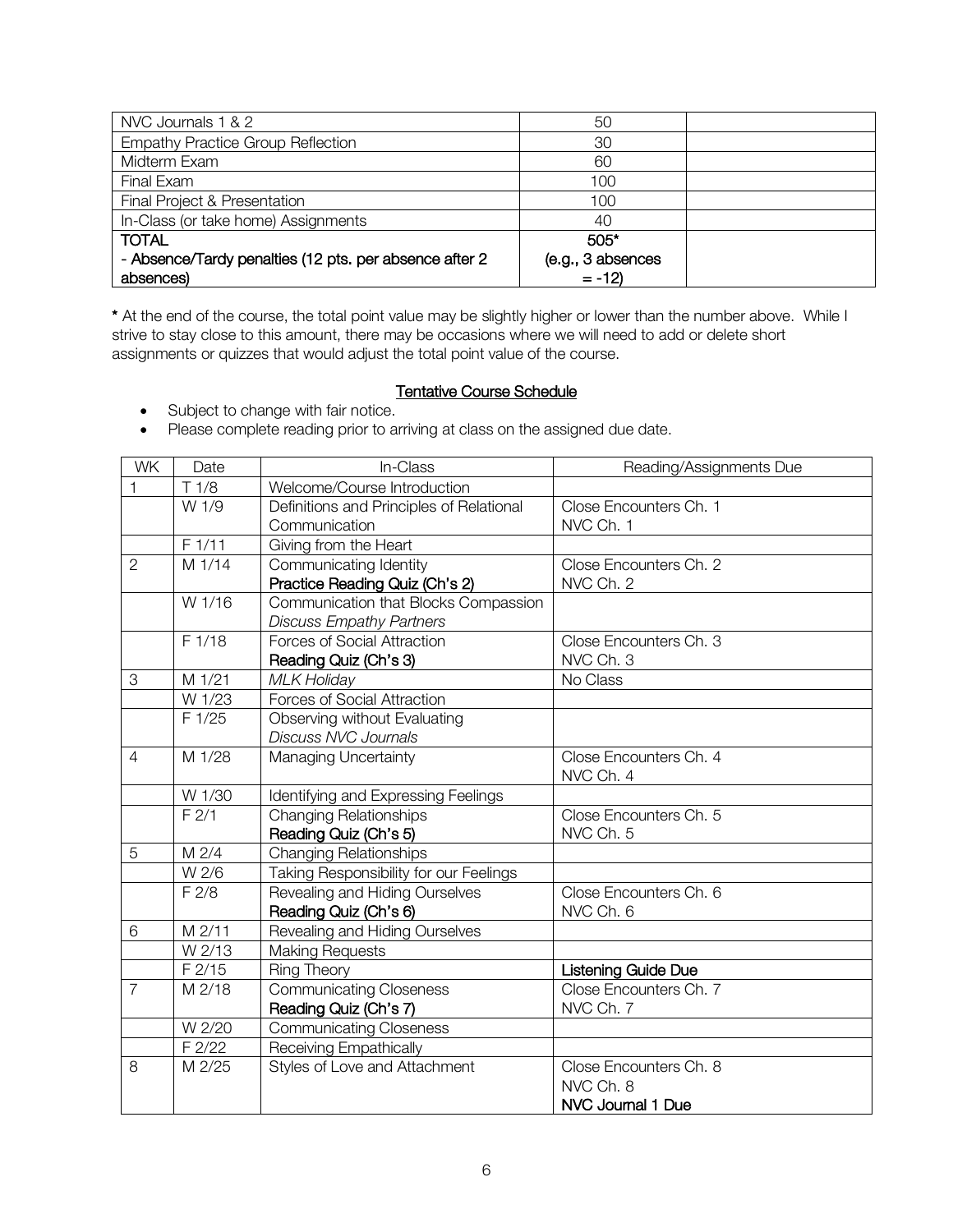| NVC Journals 1 & 2 | 50 | |
|---|---|---|
| Empathy Practice Group Reflection | 30 | |
| Midterm Exam | 60 | |
| Final Exam | 100 | |
| Final Project & Presentation | 100 | |
| In-Class (or take home) Assignments | 40 | |
| **TOTAL**<br>**- Absence/Tardy penalties (12 pts. per absence after 2 absences)** | **505***<br>**(e.g., 3 absences = -12)** | |

**\*** At the end of the course, the total point value may be slightly higher or lower than the number above. While I strive to stay close to this amount, there may be occasions where we will need to add or delete short assignments or quizzes that would adjust the total point value of the course.

## Tentative Course Schedule

- Subject to change with fair notice.
- Please complete reading prior to arriving at class on the assigned due date.

| WK | Date | In-Class | Reading/Assignments Due |
|---|---|---|---|
| 1 | T 1/8 | Welcome/Course Introduction | |
| | W 1/9 | Definitions and Principles of Relational Communication | Close Encounters Ch. 1<br>NVC Ch. 1 |
| | F 1/11 | Giving from the Heart | |
| 2 | M 1/14 | Communicating Identity<br>Practice Reading Quiz (Ch's 2) | Close Encounters Ch. 2<br>NVC Ch. 2 |
| | W 1/16 | Communication that Blocks Compassion<br>*Discuss Empathy Partners* | |
| | F 1/18 | Forces of Social Attraction<br>Reading Quiz (Ch's 3) | Close Encounters Ch. 3<br>NVC Ch. 3 |
| 3 | M 1/21 | *MLK Holiday* | No Class |
| | W 1/23 | Forces of Social Attraction | |
| | F 1/25 | Observing without Evaluating<br>*Discuss NVC Journals* | |
| 4 | M 1/28 | Managing Uncertainty | Close Encounters Ch. 4<br>NVC Ch. 4 |
| | W 1/30 | Identifying and Expressing Feelings | |
| | F 2/1 | Changing Relationships<br>Reading Quiz (Ch's 5) | Close Encounters Ch. 5<br>NVC Ch. 5 |
| 5 | M 2/4 | Changing Relationships | |
| | W 2/6 | Taking Responsibility for our Feelings | |
| | F 2/8 | Revealing and Hiding Ourselves<br>Reading Quiz (Ch's 6) | Close Encounters Ch. 6<br>NVC Ch. 6 |
| 6 | M 2/11 | Revealing and Hiding Ourselves | |
| | W 2/13 | Making Requests | |
| | F 2/15 | Ring Theory | **Listening Guide Due** |
| 7 | M 2/18 | Communicating Closeness<br>Reading Quiz (Ch's 7) | Close Encounters Ch. 7<br>NVC Ch. 7 |
| | W 2/20 | Communicating Closeness | |
| | F 2/22 | Receiving Empathically | |
| 8 | M 2/25 | Styles of Love and Attachment | Close Encounters Ch. 8<br>NVC Ch. 8<br>**NVC Journal 1 Due** |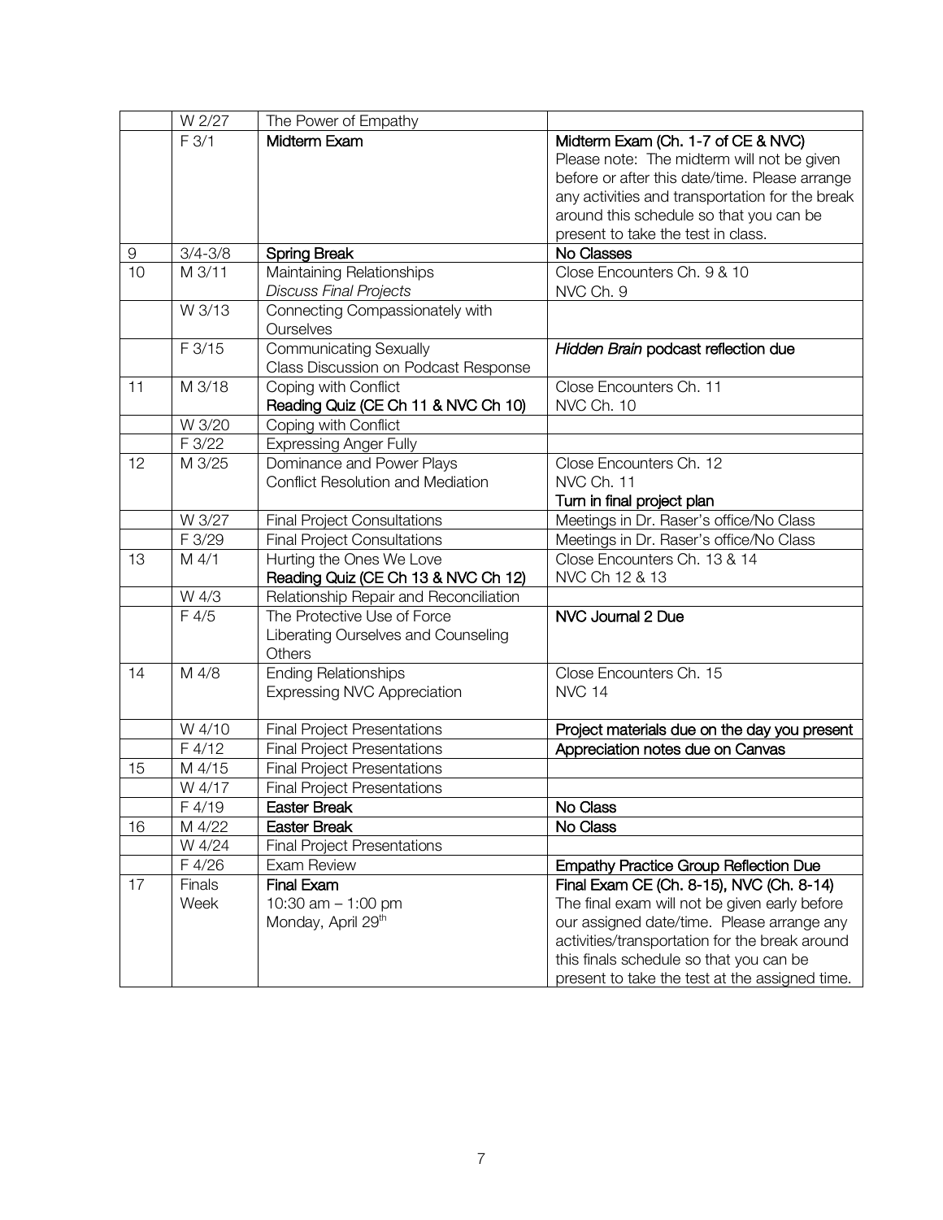| | | | |
|---|---|---|---|
| | W 2/27 | The Power of Empathy | |
| | F 3/1 | **Midterm Exam** | **Midterm Exam (Ch. 1-7 of CE & NVC)** Please note: The midterm will not be given before or after this date/time. Please arrange any activities and transportation for the break around this schedule so that you can be present to take the test in class. |
| 9 | 3/4-3/8 | **Spring Break** | **No Classes** |
| 10 | M 3/11 | Maintaining Relationships *Discuss Final Projects* | Close Encounters Ch. 9 & 10 NVC Ch. 9 |
| | W 3/13 | Connecting Compassionately with Ourselves | |
| | F 3/15 | Communicating Sexually Class Discussion on Podcast Response | ***Hidden Brain* podcast reflection due** |
| 11 | M 3/18 | Coping with Conflict **Reading Quiz (CE Ch 11 & NVC Ch 10)** | Close Encounters Ch. 11 NVC Ch. 10 |
| | W 3/20 | Coping with Conflict | |
| | F 3/22 | Expressing Anger Fully | |
| 12 | M 3/25 | Dominance and Power Plays Conflict Resolution and Mediation | Close Encounters Ch. 12 NVC Ch. 11 **Turn in final project plan** |
| | W 3/27 | Final Project Consultations | Meetings in Dr. Raser's office/No Class |
| | F 3/29 | Final Project Consultations | Meetings in Dr. Raser's office/No Class |
| 13 | M 4/1 | Hurting the Ones We Love **Reading Quiz (CE Ch 13 & NVC Ch 12)** | Close Encounters Ch. 13 & 14 NVC Ch 12 & 13 |
| | W 4/3 | Relationship Repair and Reconciliation | |
| | F 4/5 | The Protective Use of Force Liberating Ourselves and Counseling Others | **NVC Journal 2 Due** |
| 14 | M 4/8 | Ending Relationships Expressing NVC Appreciation | Close Encounters Ch. 15 NVC 14 |
| | W 4/10 | Final Project Presentations | **Project materials due on the day you present** |
| | F 4/12 | Final Project Presentations | **Appreciation notes due on Canvas** |
| 15 | M 4/15 | Final Project Presentations | |
| | W 4/17 | Final Project Presentations | |
| | F 4/19 | **Easter Break** | **No Class** |
| 16 | M 4/22 | **Easter Break** | **No Class** |
| | W 4/24 | Final Project Presentations | |
| | F 4/26 | Exam Review | **Empathy Practice Group Reflection Due** |
| 17 | Finals Week | **Final Exam** 10:30 am – 1:00 pm Monday, April 29th | **Final Exam CE (Ch. 8-15), NVC (Ch. 8-14)** The final exam will not be given early before our assigned date/time. Please arrange any activities/transportation for the break around this finals schedule so that you can be present to take the test at the assigned time. |